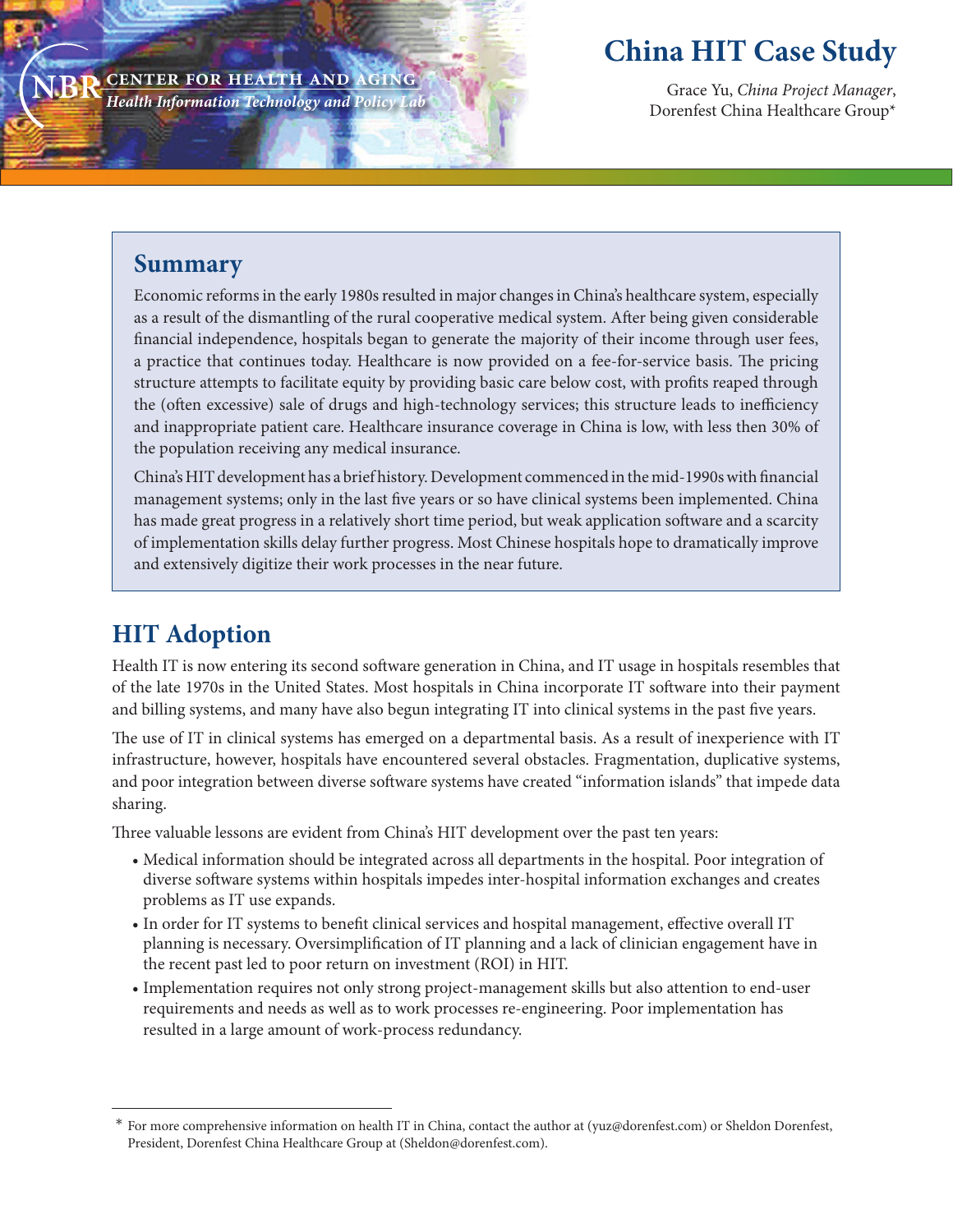NBR CENTER FOR HEALTH AND AGING
*Health Information Technology and Policy Lab*

# China HIT Case Study

Grace Yu, *China Project Manager*,
Dorenfest China Healthcare Group*

## Summary

Economic reforms in the early 1980s resulted in major changes in China's healthcare system, especially as a result of the dismantling of the rural cooperative medical system. After being given considerable financial independence, hospitals began to generate the majority of their income through user fees, a practice that continues today. Healthcare is now provided on a fee-for-service basis. The pricing structure attempts to facilitate equity by providing basic care below cost, with profits reaped through the (often excessive) sale of drugs and high-technology services; this structure leads to inefficiency and inappropriate patient care. Healthcare insurance coverage in China is low, with less then 30% of the population receiving any medical insurance.

China's HIT development has a brief history. Development commenced in the mid-1990s with financial management systems; only in the last five years or so have clinical systems been implemented. China has made great progress in a relatively short time period, but weak application software and a scarcity of implementation skills delay further progress. Most Chinese hospitals hope to dramatically improve and extensively digitize their work processes in the near future.

## HIT Adoption

Health IT is now entering its second software generation in China, and IT usage in hospitals resembles that of the late 1970s in the United States. Most hospitals in China incorporate IT software into their payment and billing systems, and many have also begun integrating IT into clinical systems in the past five years.

The use of IT in clinical systems has emerged on a departmental basis. As a result of inexperience with IT infrastructure, however, hospitals have encountered several obstacles. Fragmentation, duplicative systems, and poor integration between diverse software systems have created "information islands" that impede data sharing.

Three valuable lessons are evident from China's HIT development over the past ten years:

- Medical information should be integrated across all departments in the hospital. Poor integration of diverse software systems within hospitals impedes inter-hospital information exchanges and creates problems as IT use expands.
- In order for IT systems to benefit clinical services and hospital management, effective overall IT planning is necessary. Oversimplification of IT planning and a lack of clinician engagement have in the recent past led to poor return on investment (ROI) in HIT.
- Implementation requires not only strong project-management skills but also attention to end-user requirements and needs as well as to work processes re-engineering. Poor implementation has resulted in a large amount of work-process redundancy.

* For more comprehensive information on health IT in China, contact the author at (yuz@dorenfest.com) or Sheldon Dorenfest, President, Dorenfest China Healthcare Group at (Sheldon@dorenfest.com).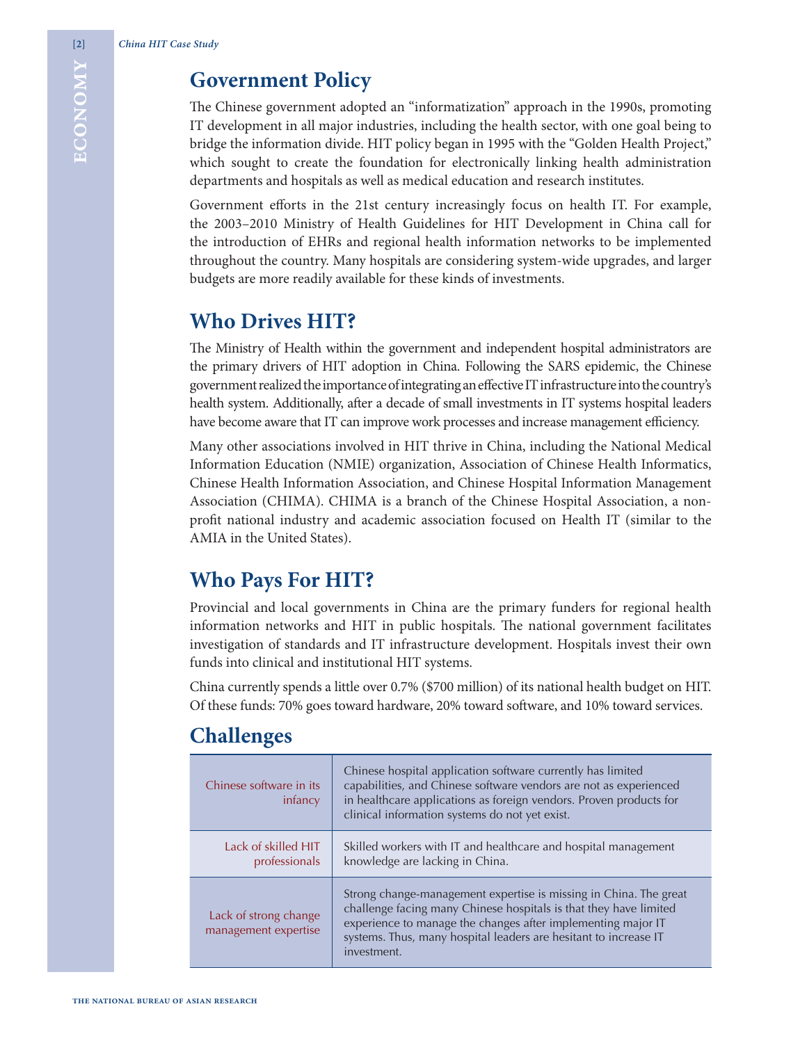## Government Policy

The Chinese government adopted an "informatization" approach in the 1990s, promoting IT development in all major industries, including the health sector, with one goal being to bridge the information divide. HIT policy began in 1995 with the "Golden Health Project," which sought to create the foundation for electronically linking health administration departments and hospitals as well as medical education and research institutes.

Government efforts in the 21st century increasingly focus on health IT. For example, the 2003–2010 Ministry of Health Guidelines for HIT Development in China call for the introduction of EHRs and regional health information networks to be implemented throughout the country. Many hospitals are considering system-wide upgrades, and larger budgets are more readily available for these kinds of investments.

## Who Drives HIT?

The Ministry of Health within the government and independent hospital administrators are the primary drivers of HIT adoption in China. Following the SARS epidemic, the Chinese government realized the importance of integrating an effective IT infrastructure into the country's health system. Additionally, after a decade of small investments in IT systems hospital leaders have become aware that IT can improve work processes and increase management efficiency.

Many other associations involved in HIT thrive in China, including the National Medical Information Education (NMIE) organization, Association of Chinese Health Informatics, Chinese Health Information Association, and Chinese Hospital Information Management Association (CHIMA). CHIMA is a branch of the Chinese Hospital Association, a non-profit national industry and academic association focused on Health IT (similar to the AMIA in the United States).

## Who Pays For HIT?

Provincial and local governments in China are the primary funders for regional health information networks and HIT in public hospitals. The national government facilitates investigation of standards and IT infrastructure development. Hospitals invest their own funds into clinical and institutional HIT systems.

China currently spends a little over 0.7% ($700 million) of its national health budget on HIT. Of these funds: 70% goes toward hardware, 20% toward software, and 10% toward services.

## Challenges

| | |
|---|---|
| Chinese software in its infancy | Chinese hospital application software currently has limited capabilities, and Chinese software vendors are not as experienced in healthcare applications as foreign vendors. Proven products for clinical information systems do not yet exist. |
| Lack of skilled HIT professionals | Skilled workers with IT and healthcare and hospital management knowledge are lacking in China. |
| Lack of strong change management expertise | Strong change-management expertise is missing in China. The great challenge facing many Chinese hospitals is that they have limited experience to manage the changes after implementing major IT systems. Thus, many hospital leaders are hesitant to increase IT investment. |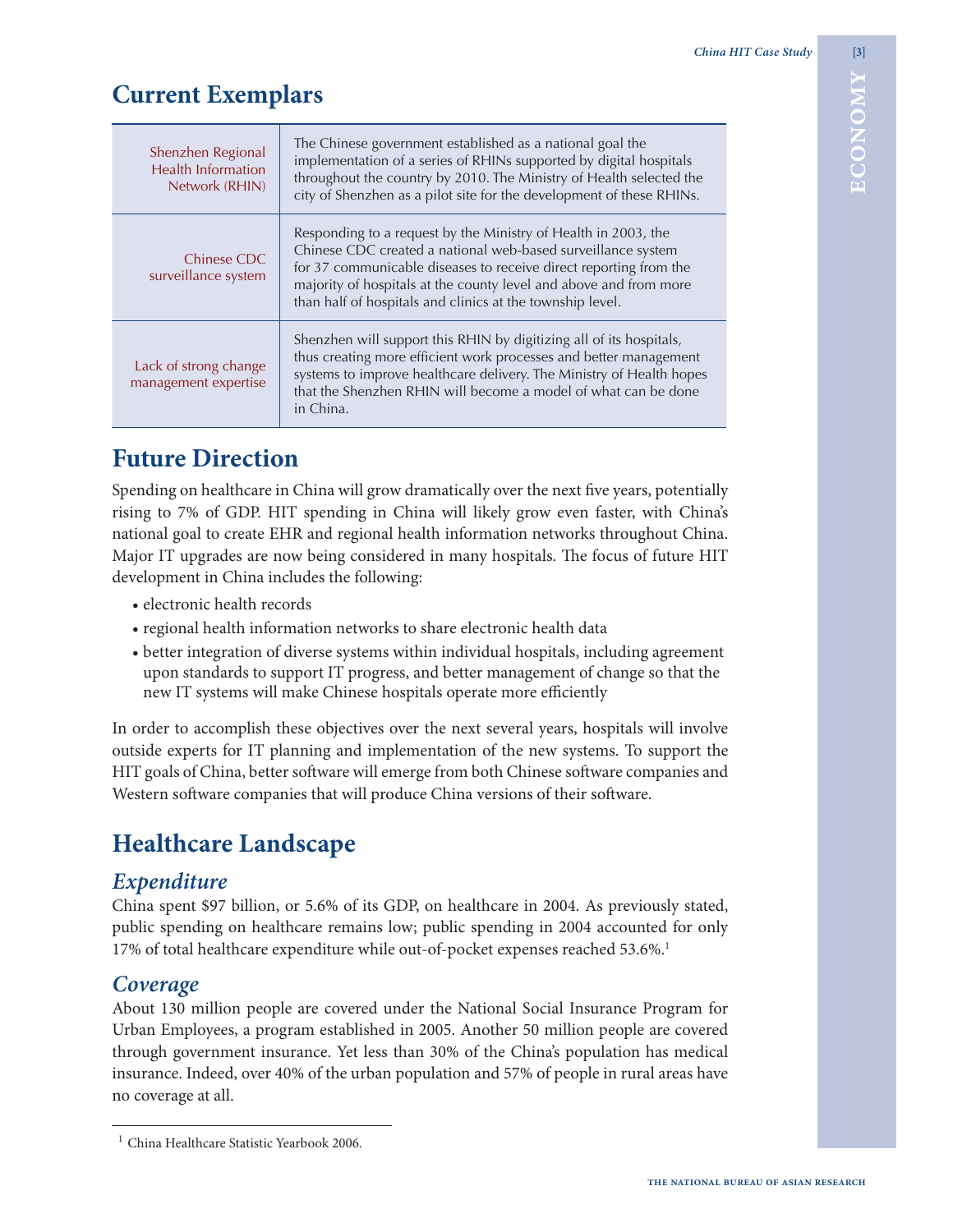## Current Exemplars

| | |
|---|---|
| Shenzhen Regional Health Information Network (RHIN) | The Chinese government established as a national goal the implementation of a series of RHINs supported by digital hospitals throughout the country by 2010. The Ministry of Health selected the city of Shenzhen as a pilot site for the development of these RHINs. |
| Chinese CDC surveillance system | Responding to a request by the Ministry of Health in 2003, the Chinese CDC created a national web-based surveillance system for 37 communicable diseases to receive direct reporting from the majority of hospitals at the county level and above and from more than half of hospitals and clinics at the township level. |
| Lack of strong change management expertise | Shenzhen will support this RHIN by digitizing all of its hospitals, thus creating more efficient work processes and better management systems to improve healthcare delivery. The Ministry of Health hopes that the Shenzhen RHIN will become a model of what can be done in China. |

## Future Direction

Spending on healthcare in China will grow dramatically over the next five years, potentially rising to 7% of GDP. HIT spending in China will likely grow even faster, with China's national goal to create EHR and regional health information networks throughout China. Major IT upgrades are now being considered in many hospitals. The focus of future HIT development in China includes the following:

- electronic health records
- regional health information networks to share electronic health data
- better integration of diverse systems within individual hospitals, including agreement upon standards to support IT progress, and better management of change so that the new IT systems will make Chinese hospitals operate more efficiently

In order to accomplish these objectives over the next several years, hospitals will involve outside experts for IT planning and implementation of the new systems. To support the HIT goals of China, better software will emerge from both Chinese software companies and Western software companies that will produce China versions of their software.

## Healthcare Landscape

### *Expenditure*

China spent $97 billion, or 5.6% of its GDP, on healthcare in 2004. As previously stated, public spending on healthcare remains low; public spending in 2004 accounted for only 17% of total healthcare expenditure while out-of-pocket expenses reached 53.6%.[1]

### *Coverage*

About 130 million people are covered under the National Social Insurance Program for Urban Employees, a program established in 2005. Another 50 million people are covered through government insurance. Yet less than 30% of the China's population has medical insurance. Indeed, over 40% of the urban population and 57% of people in rural areas have no coverage at all.

[1] China Healthcare Statistic Yearbook 2006.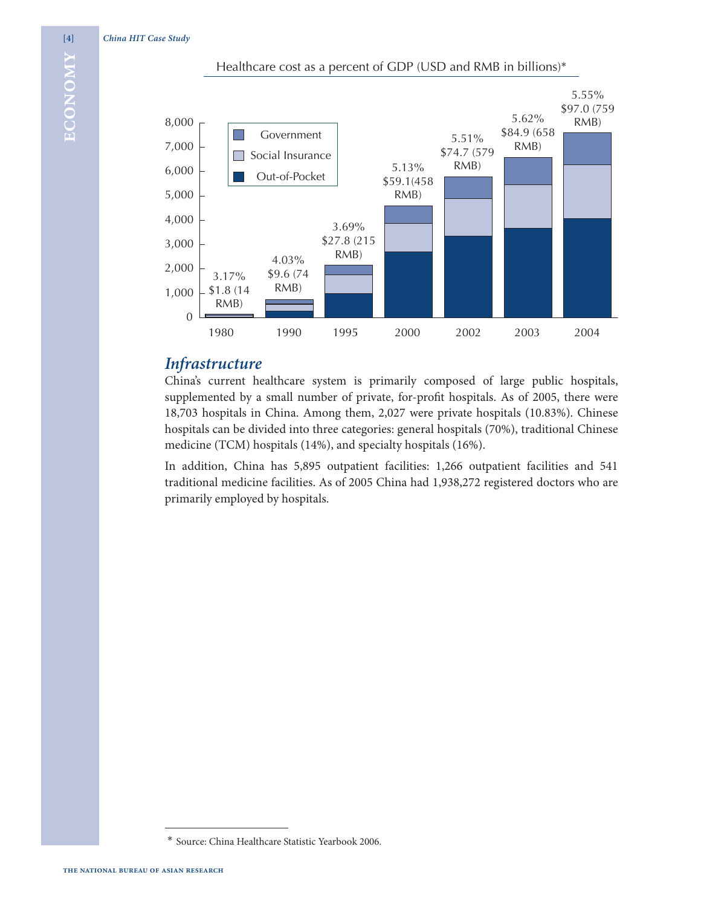Healthcare cost as a percent of GDP (USD and RMB in billions)*

8,000
7,000
6,000
5,000
4,000
3,000
2,000
1,000
0

Government
Social Insurance
Out-of-Pocket

3.17% $1.8 (14 RMB)
4.03% $9.6 (74 RMB)
3.69% $27.8 (215 RMB)
5.13% $59.1(458 RMB)
5.51% $74.7 (579 RMB)
5.62% $84.9 (658 RMB)
5.55% $97.0 (759 RMB)

1980 1990 1995 2000 2002 2003 2004

## *Infrastructure*

China's current healthcare system is primarily composed of large public hospitals, supplemented by a small number of private, for-profit hospitals. As of 2005, there were 18,703 hospitals in China. Among them, 2,027 were private hospitals (10.83%). Chinese hospitals can be divided into three categories: general hospitals (70%), traditional Chinese medicine (TCM) hospitals (14%), and specialty hospitals (16%).

In addition, China has 5,895 outpatient facilities: 1,266 outpatient facilities and 541 traditional medicine facilities. As of 2005 China had 1,938,272 registered doctors who are primarily employed by hospitals.

* Source: China Healthcare Statistic Yearbook 2006.